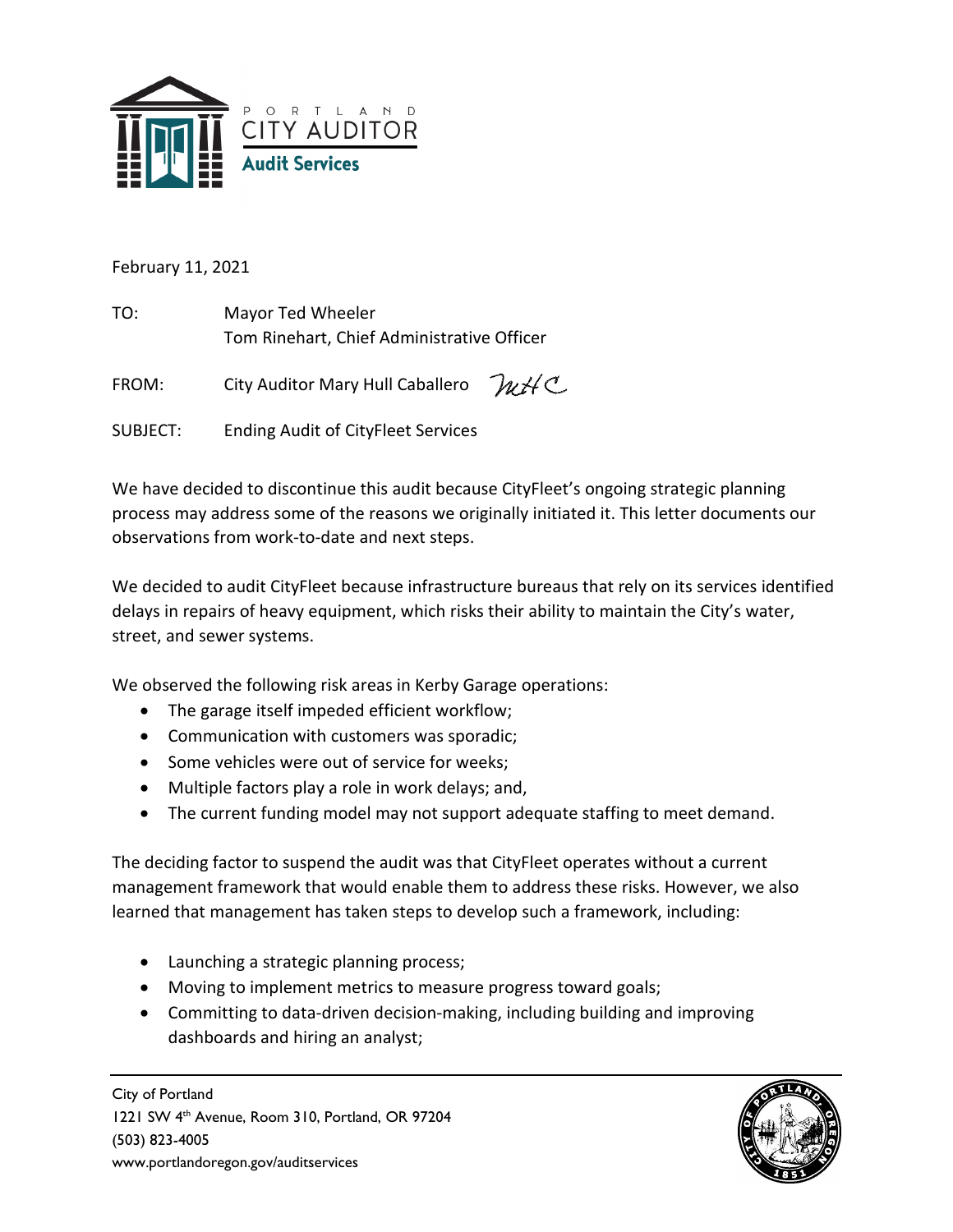PORTLAND
CITY AUDITOR
**Audit Services**

February 11, 2021

TO: Mayor Ted Wheeler
Tom Rinehart, Chief Administrative Officer

FROM: City Auditor Mary Hull Caballero

SUBJECT: Ending Audit of CityFleet Services

We have decided to discontinue this audit because CityFleet's ongoing strategic planning process may address some of the reasons we originally initiated it. This letter documents our observations from work-to-date and next steps.

We decided to audit CityFleet because infrastructure bureaus that rely on its services identified delays in repairs of heavy equipment, which risks their ability to maintain the City's water, street, and sewer systems.

We observed the following risk areas in Kerby Garage operations:

- The garage itself impeded efficient workflow;
- Communication with customers was sporadic;
- Some vehicles were out of service for weeks;
- Multiple factors play a role in work delays; and,
- The current funding model may not support adequate staffing to meet demand.

The deciding factor to suspend the audit was that CityFleet operates without a current management framework that would enable them to address these risks. However, we also learned that management has taken steps to develop such a framework, including:

- Launching a strategic planning process;
- Moving to implement metrics to measure progress toward goals;
- Committing to data-driven decision-making, including building and improving dashboards and hiring an analyst;

City of Portland
1221 SW 4th Avenue, Room 310, Portland, OR 97204
(503) 823-4005
www.portlandoregon.gov/auditservices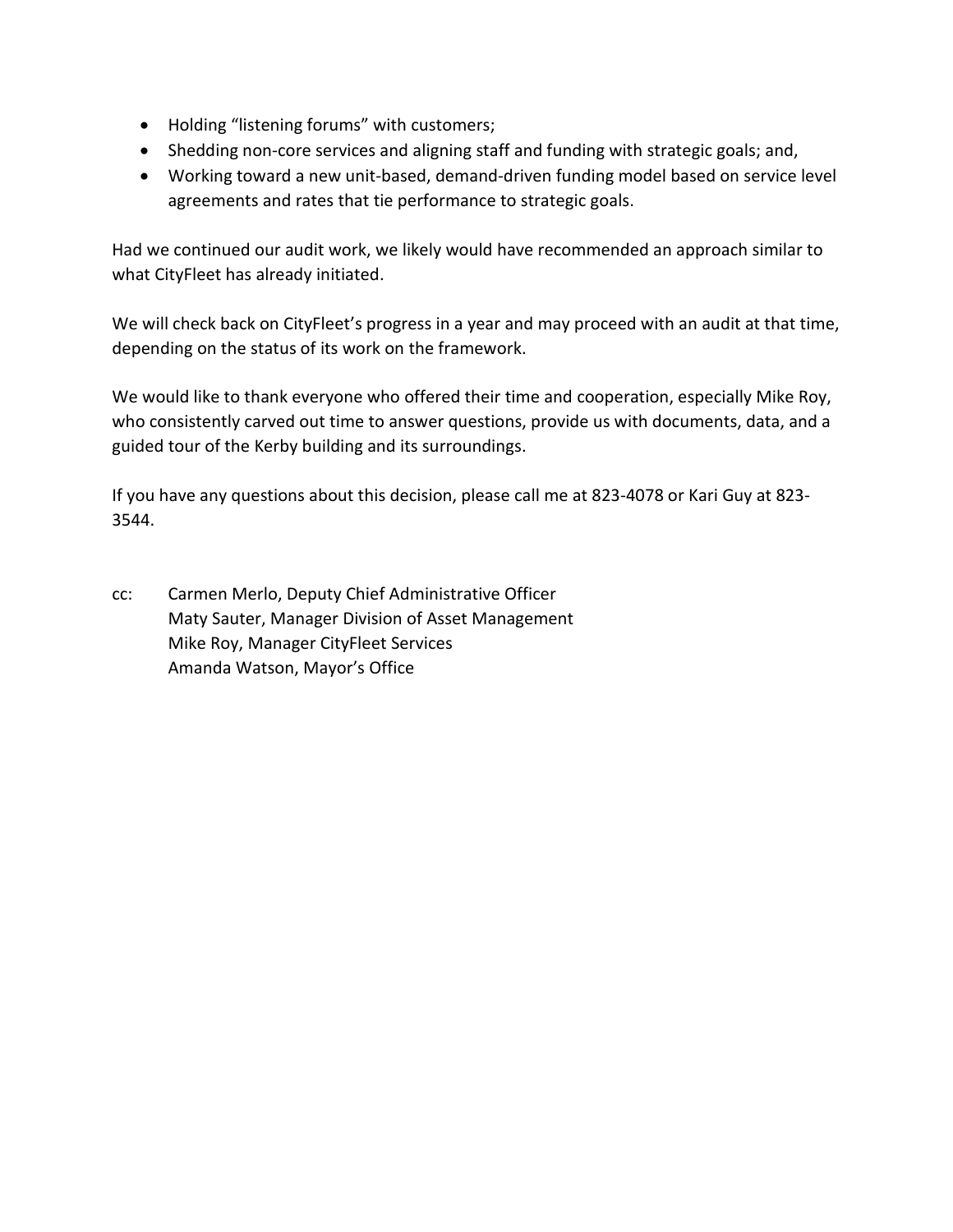- Holding "listening forums" with customers;
- Shedding non-core services and aligning staff and funding with strategic goals; and,
- Working toward a new unit-based, demand-driven funding model based on service level agreements and rates that tie performance to strategic goals.

Had we continued our audit work, we likely would have recommended an approach similar to what CityFleet has already initiated.

We will check back on CityFleet's progress in a year and may proceed with an audit at that time, depending on the status of its work on the framework.

We would like to thank everyone who offered their time and cooperation, especially Mike Roy, who consistently carved out time to answer questions, provide us with documents, data, and a guided tour of the Kerby building and its surroundings.

If you have any questions about this decision, please call me at 823-4078 or Kari Guy at 823-3544.

cc: Carmen Merlo, Deputy Chief Administrative Officer
Maty Sauter, Manager Division of Asset Management
Mike Roy, Manager CityFleet Services
Amanda Watson, Mayor's Office